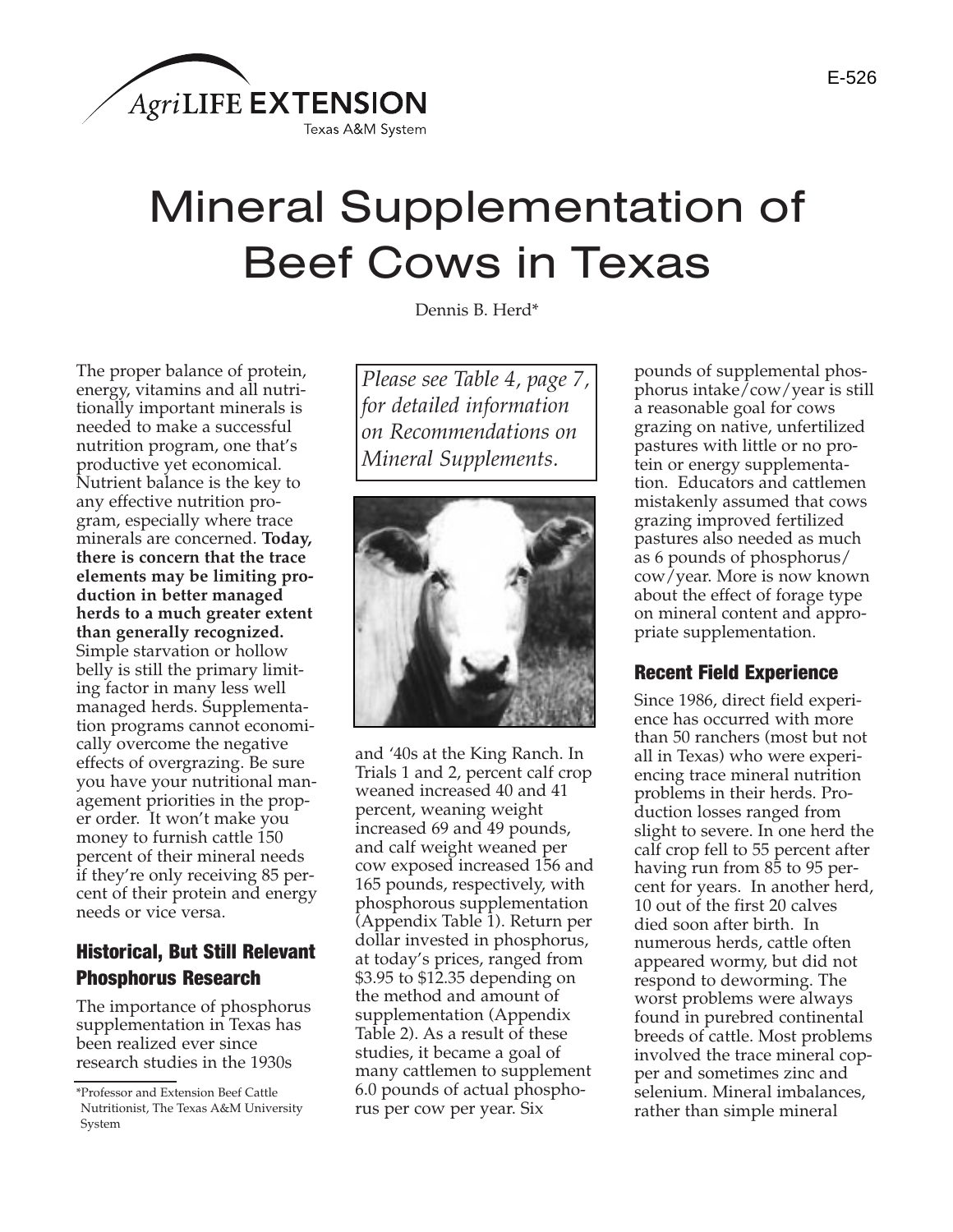E-526

# Mineral Supplementation of Beef Cows in Texas

Dennis B. Herd*

The proper balance of protein, energy, vitamins and all nutritionally important minerals is needed to make a successful nutrition program, one that's productive yet economical. Nutrient balance is the key to any effective nutrition program, especially where trace minerals are concerned. **Today, there is concern that the trace elements may be limiting production in better managed herds to a much greater extent than generally recognized.** Simple starvation or hollow belly is still the primary limiting factor in many less well managed herds. Supplementation programs cannot economically overcome the negative effects of overgrazing. Be sure you have your nutritional management priorities in the proper order. It won't make you money to furnish cattle 150 percent of their mineral needs if they're only receiving 85 percent of their protein and energy needs or vice versa.

*Please see Table 4, page 7, for detailed information on Recommendations on Mineral Supplements.*

## Historical, But Still Relevant Phosphorus Research

The importance of phosphorus supplementation in Texas has been realized ever since research studies in the 1930s and '40s at the King Ranch. In Trials 1 and 2, percent calf crop weaned increased 40 and 41 percent, weaning weight increased 69 and 49 pounds, and calf weight weaned per cow exposed increased 156 and 165 pounds, respectively, with phosphorous supplementation (Appendix Table 1). Return per dollar invested in phosphorus, at today's prices, ranged from $3.95 to $12.35 depending on the method and amount of supplementation (Appendix Table 2). As a result of these studies, it became a goal of many cattlemen to supplement 6.0 pounds of actual phosphorus per cow per year. Six pounds of supplemental phosphorus intake/cow/year is still a reasonable goal for cows grazing on native, unfertilized pastures with little or no protein or energy supplementation. Educators and cattlemen mistakenly assumed that cows grazing improved fertilized pastures also needed as much as 6 pounds of phosphorus/cow/year. More is now known about the effect of forage type on mineral content and appropriate supplementation.

## Recent Field Experience

Since 1986, direct field experience has occurred with more than 50 ranchers (most but not all in Texas) who were experiencing trace mineral nutrition problems in their herds. Production losses ranged from slight to severe. In one herd the calf crop fell to 55 percent after having run from 85 to 95 percent for years. In another herd, 10 out of the first 20 calves died soon after birth. In numerous herds, cattle often appeared wormy, but did not respond to deworming. The worst problems were always found in purebred continental breeds of cattle. Most problems involved the trace mineral copper and sometimes zinc and selenium. Mineral imbalances, rather than simple mineral

*Professor and Extension Beef Cattle Nutritionist, The Texas A&M University System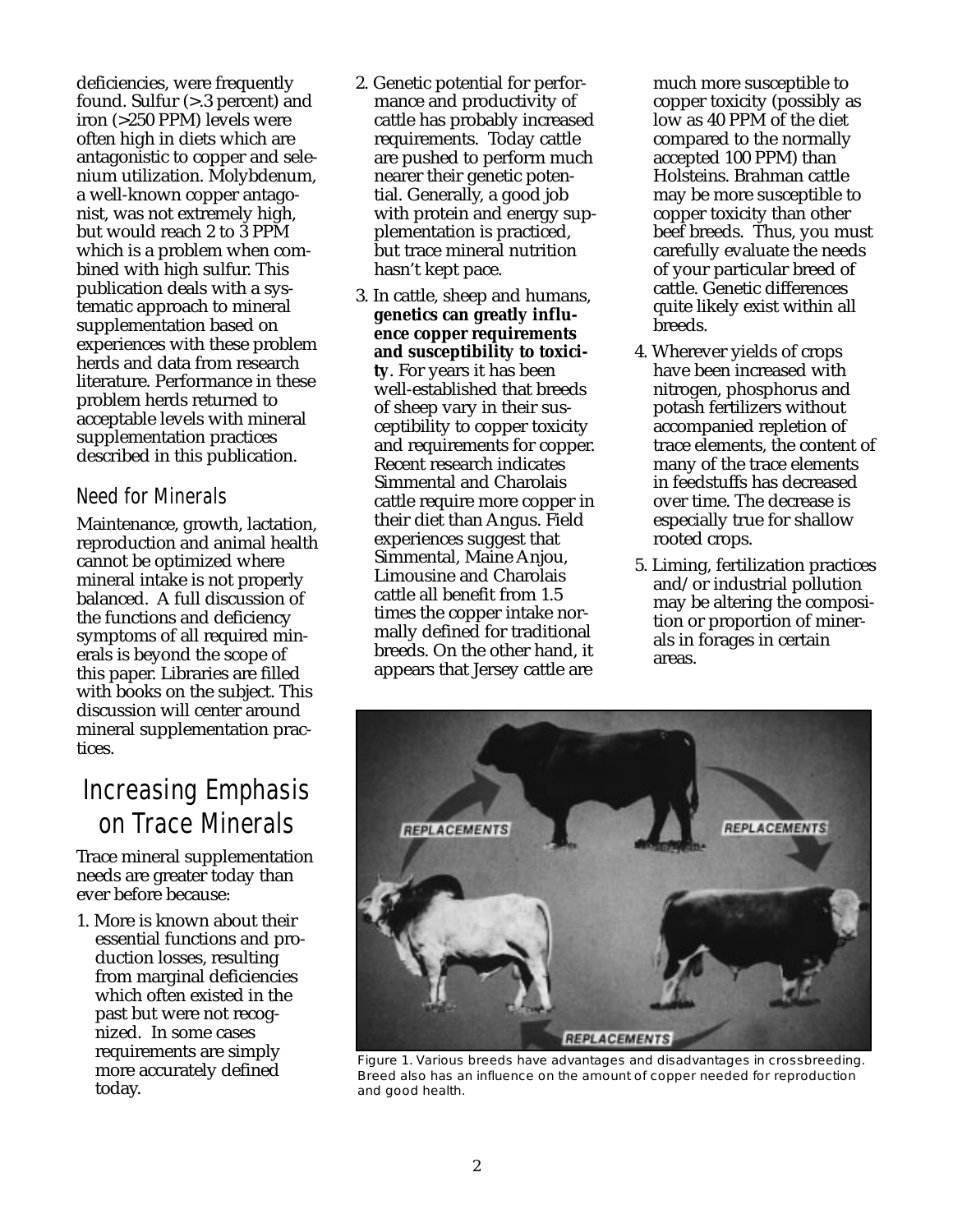deficiencies, were frequently found. Sulfur (>.3 percent) and iron (>250 PPM) levels were often high in diets which are antagonistic to copper and selenium utilization. Molybdenum, a well-known copper antagonist, was not extremely high, but would reach 2 to 3 PPM which is a problem when combined with high sulfur. This publication deals with a systematic approach to mineral supplementation based on experiences with these problem herds and data from research literature. Performance in these problem herds returned to acceptable levels with mineral supplementation practices described in this publication.

### Need for Minerals

Maintenance, growth, lactation, reproduction and animal health cannot be optimized where mineral intake is not properly balanced. A full discussion of the functions and deficiency symptoms of all required minerals is beyond the scope of this paper. Libraries are filled with books on the subject. This discussion will center around mineral supplementation practices.

## Increasing Emphasis on Trace Minerals

Trace mineral supplementation needs are greater today than ever before because:

1. More is known about their essential functions and production losses, resulting from marginal deficiencies which often existed in the past but were not recognized. In some cases requirements are simply more accurately defined today.
2. Genetic potential for performance and productivity of cattle has probably increased requirements. Today cattle are pushed to perform much nearer their genetic potential. Generally, a good job with protein and energy supplementation is practiced, but trace mineral nutrition hasn't kept pace.
3. In cattle, sheep and humans, **genetics can greatly influence copper requirements and susceptibility to toxicity**. For years it has been well-established that breeds of sheep vary in their susceptibility to copper toxicity and requirements for copper. Recent research indicates Simmental and Charolais cattle require more copper in their diet than Angus. Field experiences suggest that Simmental, Maine Anjou, Limousine and Charolais cattle all benefit from 1.5 times the copper intake normally defined for traditional breeds. On the other hand, it appears that Jersey cattle are much more susceptible to copper toxicity (possibly as low as 40 PPM of the diet compared to the normally accepted 100 PPM) than Holsteins. Brahman cattle may be more susceptible to copper toxicity than other beef breeds. Thus, you must carefully evaluate the needs of your particular breed of cattle. Genetic differences quite likely exist within all breeds.
4. Wherever yields of crops have been increased with nitrogen, phosphorus and potash fertilizers without accompanied repletion of trace elements, the content of many of the trace elements in feedstuffs has decreased over time. The decrease is especially true for shallow rooted crops.
5. Liming, fertilization practices and/or industrial pollution may be altering the composition or proportion of minerals in forages in certain areas.

Figure 1. Various breeds have advantages and disadvantages in crossbreeding. Breed also has an influence on the amount of copper needed for reproduction and good health.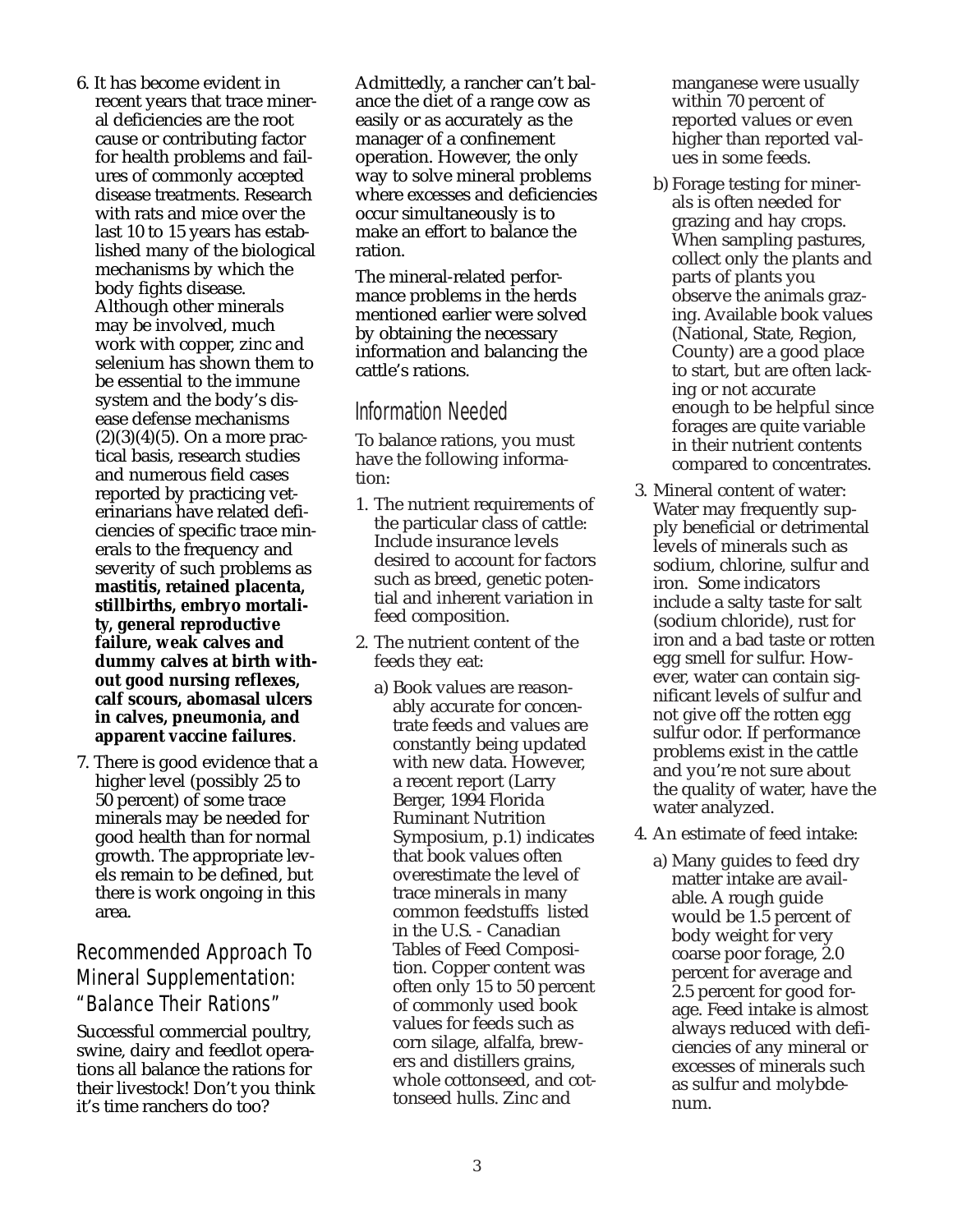6. It has become evident in recent years that trace mineral deficiencies are the root cause or contributing factor for health problems and failures of commonly accepted disease treatments. Research with rats and mice over the last 10 to 15 years has established many of the biological mechanisms by which the body fights disease. Although other minerals may be involved, much work with copper, zinc and selenium has shown them to be essential to the immune system and the body's disease defense mechanisms (2)(3)(4)(5). On a more practical basis, research studies and numerous field cases reported by practicing veterinarians have related deficiencies of specific trace minerals to the frequency and severity of such problems as **mastitis, retained placenta, stillbirths, embryo mortality, general reproductive failure, weak calves and dummy calves at birth without good nursing reflexes, calf scours, abomasal ulcers in calves, pneumonia, and apparent vaccine failures**.

7. There is good evidence that a higher level (possibly 25 to 50 percent) of some trace minerals may be needed for good health than for normal growth. The appropriate levels remain to be defined, but there is work ongoing in this area.

## Recommended Approach To Mineral Supplementation: "Balance Their Rations"

Successful commercial poultry, swine, dairy and feedlot operations all balance the rations for their livestock! Don't you think it's time ranchers do too?

Admittedly, a rancher can't balance the diet of a range cow as easily or as accurately as the manager of a confinement operation. However, the only way to solve mineral problems where excesses and deficiencies occur simultaneously is to make an effort to balance the ration.

The mineral-related performance problems in the herds mentioned earlier were solved by obtaining the necessary information and balancing the cattle's rations.

## Information Needed

To balance rations, you must have the following information:

1. The nutrient requirements of the particular class of cattle: Include insurance levels desired to account for factors such as breed, genetic potential and inherent variation in feed composition.
2. The nutrient content of the feeds they eat:
   a) Book values are reasonably accurate for concentrate feeds and values are constantly being updated with new data. However, a recent report (Larry Berger, 1994 Florida Ruminant Nutrition Symposium, p.1) indicates that book values often overestimate the level of trace minerals in many common feedstuffs listed in the U.S. - Canadian Tables of Feed Composition. Copper content was often only 15 to 50 percent of commonly used book values for feeds such as corn silage, alfalfa, brewers and distillers grains, whole cottonseed, and cottonseed hulls. Zinc and manganese were usually within 70 percent of reported values or even higher than reported values in some feeds.
   b) Forage testing for minerals is often needed for grazing and hay crops. When sampling pastures, collect only the plants and parts of plants you observe the animals grazing. Available book values (National, State, Region, County) are a good place to start, but are often lacking or not accurate enough to be helpful since forages are quite variable in their nutrient contents compared to concentrates.
3. Mineral content of water: Water may frequently supply beneficial or detrimental levels of minerals such as sodium, chlorine, sulfur and iron. Some indicators include a salty taste for salt (sodium chloride), rust for iron and a bad taste or rotten egg smell for sulfur. However, water can contain significant levels of sulfur and not give off the rotten egg sulfur odor. If performance problems exist in the cattle and you're not sure about the quality of water, have the water analyzed.
4. An estimate of feed intake:
   a) Many guides to feed dry matter intake are available. A rough guide would be 1.5 percent of body weight for very coarse poor forage, 2.0 percent for average and 2.5 percent for good forage. Feed intake is almost always reduced with deficiencies of any mineral or excesses of minerals such as sulfur and molybdenum.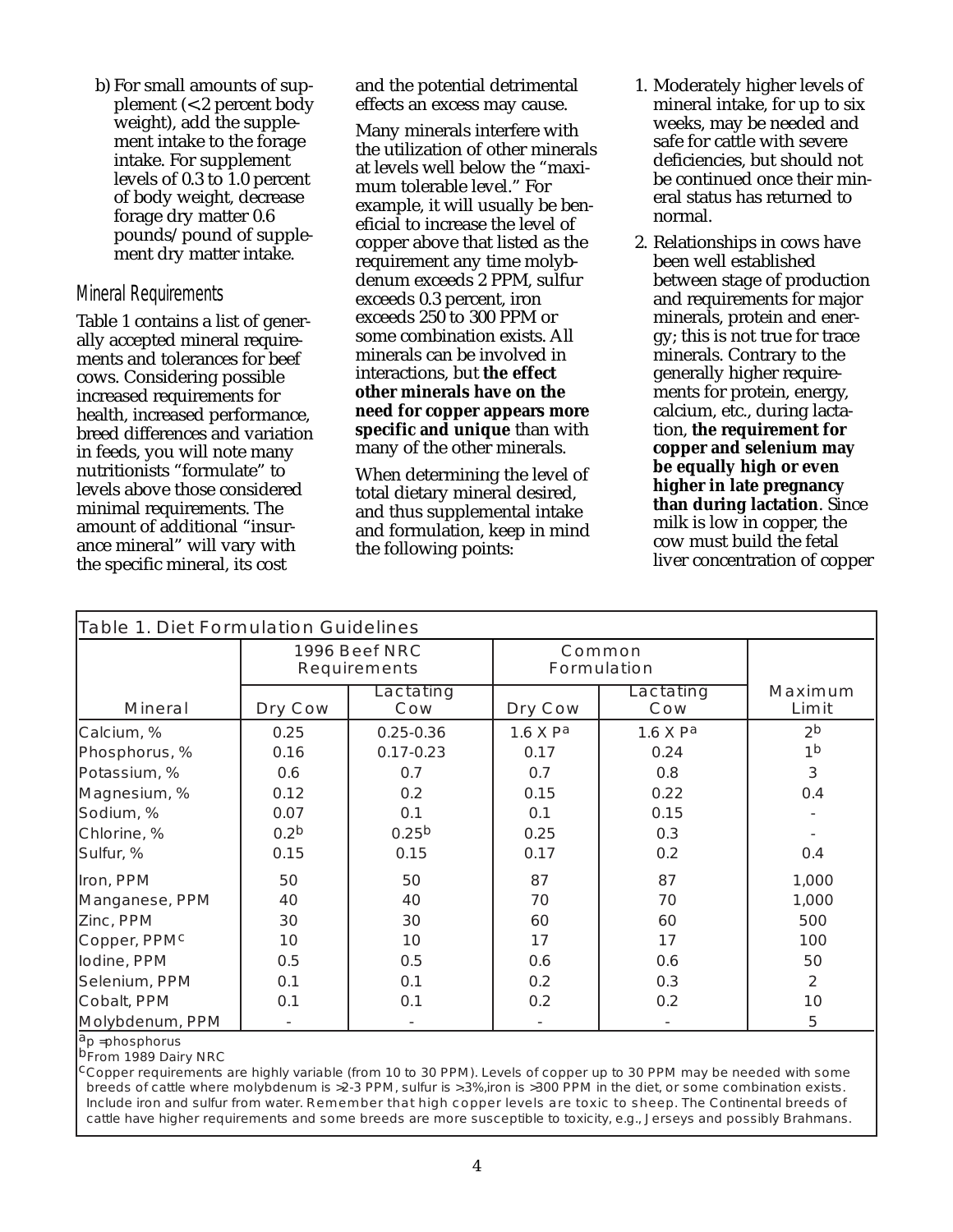b) For small amounts of supplement (<2 percent body weight), add the supplement intake to the forage intake. For supplement levels of 0.3 to 1.0 percent of body weight, decrease forage dry matter 0.6 pounds/pound of supplement dry matter intake.

## Mineral Requirements

Table 1 contains a list of generally accepted mineral requirements and tolerances for beef cows. Considering possible increased requirements for health, increased performance, breed differences and variation in feeds, you will note many nutritionists "formulate" to levels above those considered minimal requirements. The amount of additional "insurance mineral" will vary with the specific mineral, its cost and the potential detrimental effects an excess may cause.

Many minerals interfere with the utilization of other minerals at levels well below the "maximum tolerable level." For example, it will usually be beneficial to increase the level of copper above that listed as the requirement any time molybdenum exceeds 2 PPM, sulfur exceeds 0.3 percent, iron exceeds 250 to 300 PPM or some combination exists. All minerals can be involved in interactions, but **the effect other minerals have on the need for copper appears more specific and unique** than with many of the other minerals.

When determining the level of total dietary mineral desired, and thus supplemental intake and formulation, keep in mind the following points:

1. Moderately higher levels of mineral intake, for up to six weeks, may be needed and safe for cattle with severe deficiencies, but should not be continued once their mineral status has returned to normal.
2. Relationships in cows have been well established between stage of production and requirements for major minerals, protein and energy; this is not true for trace minerals. Contrary to the generally higher requirements for protein, energy, calcium, etc., during lactation, **the requirement for copper and selenium may be equally high or even higher in late pregnancy than during lactation**. Since milk is low in copper, the cow must build the fetal liver concentration of copper

**Table 1. Diet Formulation Guidelines**

| | 1996 Beef NRC Requirements | | Common Formulation | | |
|---|---|---|---|---|---|
| Mineral | Dry Cow | Lactating Cow | Dry Cow | Lactating Cow | Maximum Limit |
| Calcium, % | 0.25 | 0.25-0.36 | 1.6 X P[a] | 1.6 X P[a] | 2[b] |
| Phosphorus, % | 0.16 | 0.17-0.23 | 0.17 | 0.24 | 1[b] |
| Potassium, % | 0.6 | 0.7 | 0.7 | 0.8 | 3 |
| Magnesium, % | 0.12 | 0.2 | 0.15 | 0.22 | 0.4 |
| Sodium, % | 0.07 | 0.1 | 0.1 | 0.15 | - |
| Chlorine, % | 0.2[b] | 0.25[b] | 0.25 | 0.3 | - |
| Sulfur, % | 0.15 | 0.15 | 0.17 | 0.2 | 0.4 |
| Iron, PPM | 50 | 50 | 87 | 87 | 1,000 |
| Manganese, PPM | 40 | 40 | 70 | 70 | 1,000 |
| Zinc, PPM | 30 | 30 | 60 | 60 | 500 |
| Copper, PPM[c] | 10 | 10 | 17 | 17 | 100 |
| Iodine, PPM | 0.5 | 0.5 | 0.6 | 0.6 | 50 |
| Selenium, PPM | 0.1 | 0.1 | 0.2 | 0.3 | 2 |
| Cobalt, PPM | 0.1 | 0.1 | 0.2 | 0.2 | 10 |
| Molybdenum, PPM | - | - | - | - | 5 |

[a] P =phosphorus

[b] From 1989 Dairy NRC

[c] Copper requirements are highly variable (from 10 to 30 PPM). Levels of copper up to 30 PPM may be needed with some breeds of cattle where molybdenum is >2-3 PPM, sulfur is >.3%,iron is >300 PPM in the diet, or some combination exists. Include iron and sulfur from water. Remember that high copper levels are toxic to sheep. The Continental breeds of cattle have higher requirements and some breeds are more susceptible to toxicity, e.g., Jerseys and possibly Brahmans.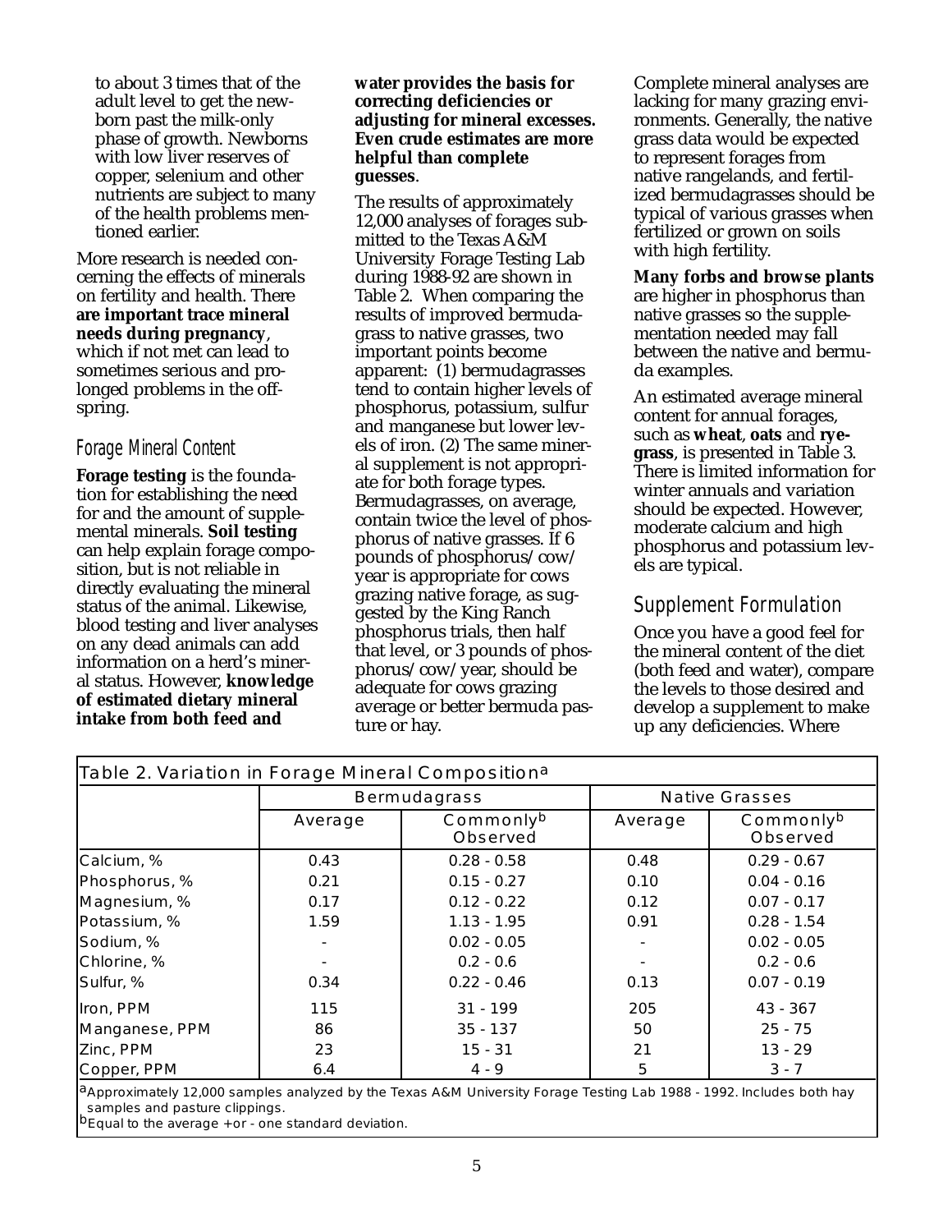to about 3 times that of the adult level to get the newborn past the milk-only phase of growth. Newborns with low liver reserves of copper, selenium and other nutrients are subject to many of the health problems mentioned earlier.

More research is needed concerning the effects of minerals on fertility and health. There **are important trace mineral needs during pregnancy**, which if not met can lead to sometimes serious and prolonged problems in the offspring.

## Forage Mineral Content

**Forage testing** is the foundation for establishing the need for and the amount of supplemental minerals. **Soil testing** can help explain forage composition, but is not reliable in directly evaluating the mineral status of the animal. Likewise, blood testing and liver analyses on any dead animals can add information on a herd's mineral status. However, **knowledge of estimated dietary mineral intake from both feed and water provides the basis for correcting deficiencies or adjusting for mineral excesses. Even crude estimates are more helpful than complete guesses**.

The results of approximately 12,000 analyses of forages submitted to the Texas A&M University Forage Testing Lab during 1988-92 are shown in Table 2. When comparing the results of improved bermudagrass to native grasses, two important points become apparent: (1) bermudagrasses tend to contain higher levels of phosphorus, potassium, sulfur and manganese but lower levels of iron. (2) The same mineral supplement is not appropriate for both forage types. Bermudagrasses, on average, contain twice the level of phosphorus of native grasses. If 6 pounds of phosphorus/cow/year is appropriate for cows grazing native forage, as suggested by the King Ranch phosphorus trials, then half that level, or 3 pounds of phosphorus/cow/year, should be adequate for cows grazing average or better bermuda pasture or hay.

Complete mineral analyses are lacking for many grazing environments. Generally, the native grass data would be expected to represent forages from native rangelands, and fertilized bermudagrasses should be typical of various grasses when fertilized or grown on soils with high fertility.

**Many forbs and browse plants** are higher in phosphorus than native grasses so the supplementation needed may fall between the native and bermuda examples.

An estimated average mineral content for annual forages, such as **wheat**, **oats** and **ryegrass**, is presented in Table 3. There is limited information for winter annuals and variation should be expected. However, moderate calcium and high phosphorus and potassium levels are typical.

## Supplement Formulation

Once you have a good feel for the mineral content of the diet (both feed and water), compare the levels to those desired and develop a supplement to make up any deficiencies. Where

Table 2. Variation in Forage Mineral Composition[a]

| | Bermudagrass | | Native Grasses | |
|---|---|---|---|---|
| | Average | Commonly[b] Observed | Average | Commonly[b] Observed |
| Calcium, % | 0.43 | 0.28 - 0.58 | 0.48 | 0.29 - 0.67 |
| Phosphorus, % | 0.21 | 0.15 - 0.27 | 0.10 | 0.04 - 0.16 |
| Magnesium, % | 0.17 | 0.12 - 0.22 | 0.12 | 0.07 - 0.17 |
| Potassium, % | 1.59 | 1.13 - 1.95 | 0.91 | 0.28 - 1.54 |
| Sodium, % | - | 0.02 - 0.05 | - | 0.02 - 0.05 |
| Chlorine, % | - | 0.2 - 0.6 | - | 0.2 - 0.6 |
| Sulfur, % | 0.34 | 0.22 - 0.46 | 0.13 | 0.07 - 0.19 |
| Iron, PPM | 115 | 31 - 199 | 205 | 43 - 367 |
| Manganese, PPM | 86 | 35 - 137 | 50 | 25 - 75 |
| Zinc, PPM | 23 | 15 - 31 | 21 | 13 - 29 |
| Copper, PPM | 6.4 | 4 - 9 | 5 | 3 - 7 |

[a]Approximately 12,000 samples analyzed by the Texas A&M University Forage Testing Lab 1988 - 1992. Includes both hay samples and pasture clippings.
[b]Equal to the average +or - one standard deviation.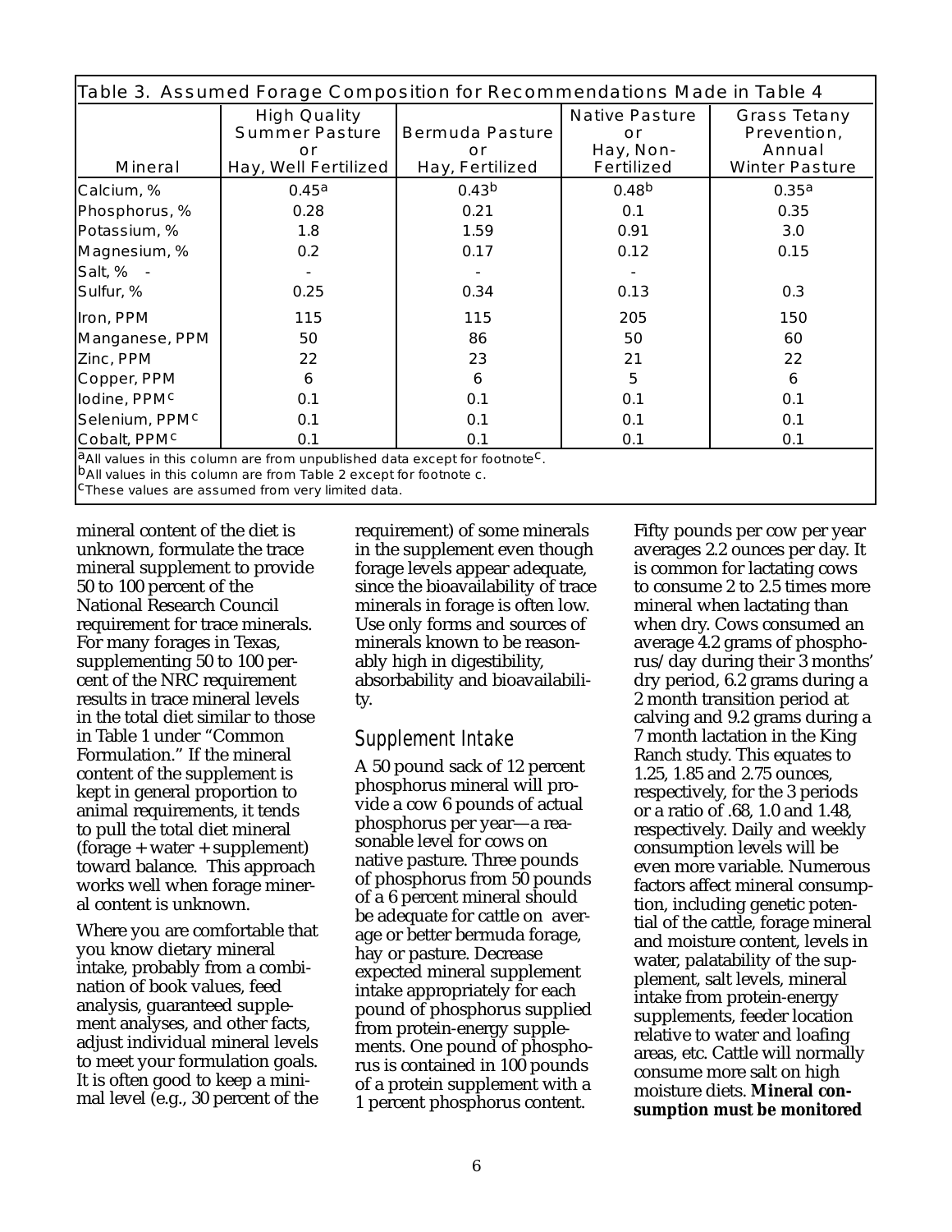**Table 3. Assumed Forage Composition for Recommendations Made in Table 4**

| Mineral | High Quality Summer Pasture or Hay, Well Fertilized | Bermuda Pasture or Hay, Fertilized | Native Pasture or Hay, Non-Fertilized | Grass Tetany Prevention, Annual Winter Pasture |
|---|---|---|---|---|
| Calcium, % | 0.45[a] | 0.43[b] | 0.48[b] | 0.35[a] |
| Phosphorus, % | 0.28 | 0.21 | 0.1 | 0.35 |
| Potassium, % | 1.8 | 1.59 | 0.91 | 3.0 |
| Magnesium, % | 0.2 | 0.17 | 0.12 | 0.15 |
| Salt, % - | - | - | - | |
| Sulfur, % | 0.25 | 0.34 | 0.13 | 0.3 |
| Iron, PPM | 115 | 115 | 205 | 150 |
| Manganese, PPM | 50 | 86 | 50 | 60 |
| Zinc, PPM | 22 | 23 | 21 | 22 |
| Copper, PPM | 6 | 6 | 5 | 6 |
| Iodine, PPM[c] | 0.1 | 0.1 | 0.1 | 0.1 |
| Selenium, PPM[c] | 0.1 | 0.1 | 0.1 | 0.1 |
| Cobalt, PPM[c] | 0.1 | 0.1 | 0.1 | 0.1 |

[a]All values in this column are from unpublished data except for footnote[c].
[b]All values in this column are from Table 2 except for footnote c.
[c]These values are assumed from very limited data.

mineral content of the diet is unknown, formulate the trace mineral supplement to provide 50 to 100 percent of the National Research Council requirement for trace minerals. For many forages in Texas, supplementing 50 to 100 percent of the NRC requirement results in trace mineral levels in the total diet similar to those in Table 1 under "Common Formulation." If the mineral content of the supplement is kept in general proportion to animal requirements, it tends to pull the total diet mineral (forage + water + supplement) toward balance. This approach works well when forage mineral content is unknown.

Where you are comfortable that you know dietary mineral intake, probably from a combination of book values, feed analysis, guaranteed supplement analyses, and other facts, adjust individual mineral levels to meet your formulation goals. It is often good to keep a minimal level (e.g., 30 percent of the requirement) of some minerals in the supplement even though forage levels appear adequate, since the bioavailability of trace minerals in forage is often low. Use only forms and sources of minerals known to be reasonably high in digestibility, absorbability and bioavailability.

## Supplement Intake

A 50 pound sack of 12 percent phosphorus mineral will provide a cow 6 pounds of actual phosphorus per year—a reasonable level for cows on native pasture. Three pounds of phosphorus from 50 pounds of a 6 percent mineral should be adequate for cattle on average or better bermuda forage, hay or pasture. Decrease expected mineral supplement intake appropriately for each pound of phosphorus supplied from protein-energy supplements. One pound of phosphorus is contained in 100 pounds of a protein supplement with a 1 percent phosphorus content.

Fifty pounds per cow per year averages 2.2 ounces per day. It is common for lactating cows to consume 2 to 2.5 times more mineral when lactating than when dry. Cows consumed an average 4.2 grams of phosphorus/day during their 3 months' dry period, 6.2 grams during a 2 month transition period at calving and 9.2 grams during a 7 month lactation in the King Ranch study. This equates to 1.25, 1.85 and 2.75 ounces, respectively, for the 3 periods or a ratio of .68, 1.0 and 1.48, respectively. Daily and weekly consumption levels will be even more variable. Numerous factors affect mineral consumption, including genetic potential of the cattle, forage mineral and moisture content, levels in water, palatability of the supplement, salt levels, mineral intake from protein-energy supplements, feeder location relative to water and loafing areas, etc. Cattle will normally consume more salt on high moisture diets. **Mineral consumption must be monitored**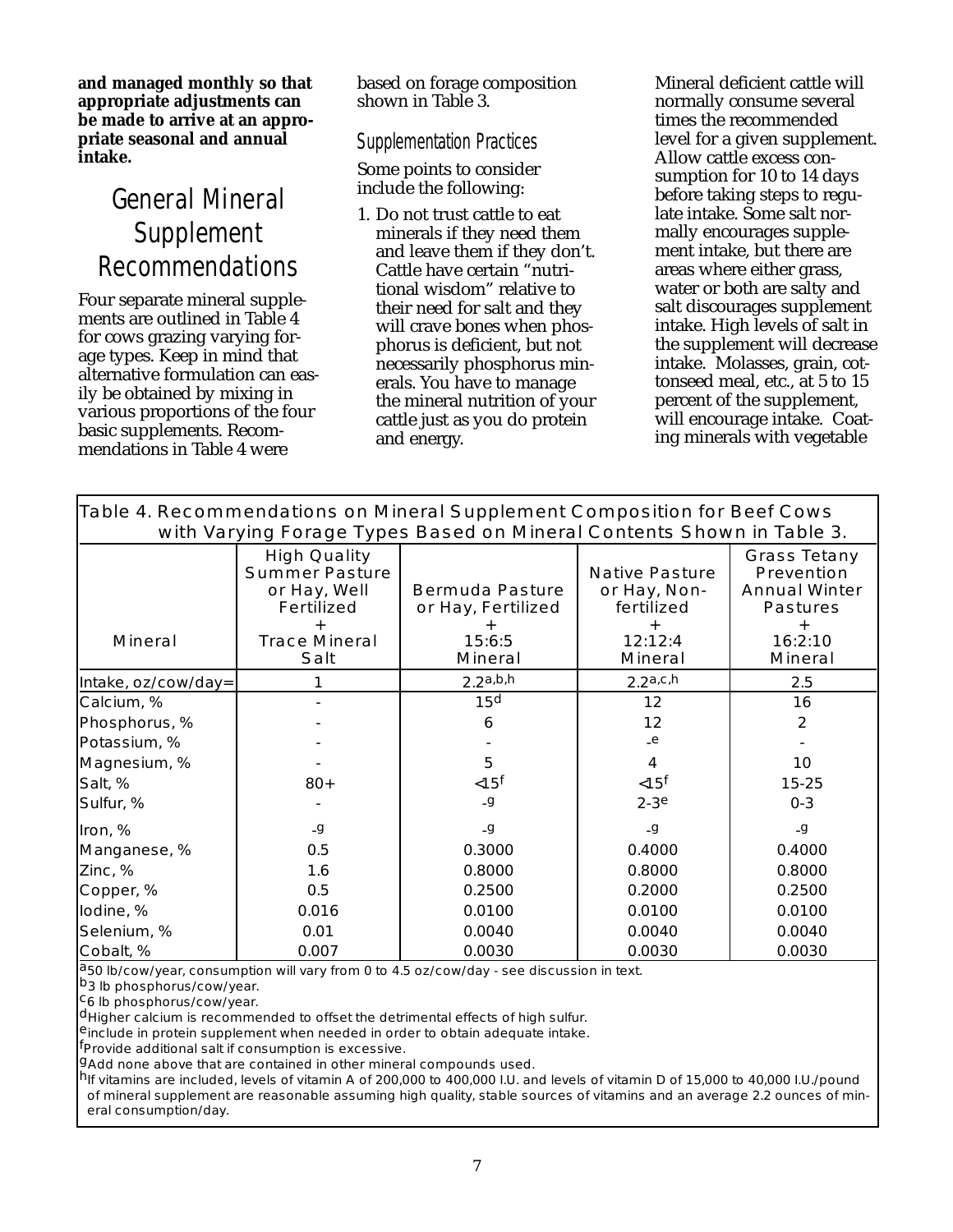**and managed monthly so that appropriate adjustments can be made to arrive at an appropriate seasonal and annual intake.**

# General Mineral Supplement Recommendations

Four separate mineral supplements are outlined in Table 4 for cows grazing varying forage types. Keep in mind that alternative formulation can easily be obtained by mixing in various proportions of the four basic supplements. Recommendations in Table 4 were based on forage composition shown in Table 3.

## Supplementation Practices

Some points to consider include the following:

1. Do not trust cattle to eat minerals if they need them and leave them if they don't. Cattle have certain "nutritional wisdom" relative to their need for salt and they will crave bones when phosphorus is deficient, but not necessarily phosphorus minerals. You have to manage the mineral nutrition of your cattle just as you do protein and energy.

Mineral deficient cattle will normally consume several times the recommended level for a given supplement. Allow cattle excess consumption for 10 to 14 days before taking steps to regulate intake. Some salt normally encourages supplement intake, but there are areas where either grass, water or both are salty and salt discourages supplement intake. High levels of salt in the supplement will decrease intake. Molasses, grain, cottonseed meal, etc., at 5 to 15 percent of the supplement, will encourage intake. Coating minerals with vegetable

Table 4. Recommendations on Mineral Supplement Composition for Beef Cows with Varying Forage Types Based on Mineral Contents Shown in Table 3.

| Mineral | High Quality Summer Pasture or Hay, Well Fertilized + Trace Mineral Salt | Bermuda Pasture or Hay, Fertilized + 15:6:5 Mineral | Native Pasture or Hay, Non-fertilized + 12:12:4 Mineral | Grass Tetany Prevention Annual Winter Pastures + 16:2:10 Mineral |
|---|---|---|---|---|
| Intake, oz/cow/day= | 1 | 2.2[a,b,h] | 2.2[a,c,h] | 2.5 |
| Calcium, % | - | 15[d] | 12 | 16 |
| Phosphorus, % | - | 6 | 12 | 2 |
| Potassium, % | - | - | -[e] | - |
| Magnesium, % | - | 5 | 4 | 10 |
| Salt, % | 80+ | <15[f] | <15[f] | 15-25 |
| Sulfur, % | - | -[g] | 2-3[e] | 0-3 |
| Iron, % | -[g] | -[g] | -[g] | -[g] |
| Manganese, % | 0.5 | 0.3000 | 0.4000 | 0.4000 |
| Zinc, % | 1.6 | 0.8000 | 0.8000 | 0.8000 |
| Copper, % | 0.5 | 0.2500 | 0.2000 | 0.2500 |
| Iodine, % | 0.016 | 0.0100 | 0.0100 | 0.0100 |
| Selenium, % | 0.01 | 0.0040 | 0.0040 | 0.0040 |
| Cobalt, % | 0.007 | 0.0030 | 0.0030 | 0.0030 |

[a] 50 lb/cow/year, consumption will vary from 0 to 4.5 oz/cow/day - see discussion in text.
[b] 3 lb phosphorus/cow/year.
[c] 6 lb phosphorus/cow/year.
[d] Higher calcium is recommended to offset the detrimental effects of high sulfur.
[e] include in protein supplement when needed in order to obtain adequate intake.
[f] Provide additional salt if consumption is excessive.
[g] Add none above that are contained in other mineral compounds used.
[h] If vitamins are included, levels of vitamin A of 200,000 to 400,000 I.U. and levels of vitamin D of 15,000 to 40,000 I.U./pound of mineral supplement are reasonable assuming high quality, stable sources of vitamins and an average 2.2 ounces of mineral consumption/day.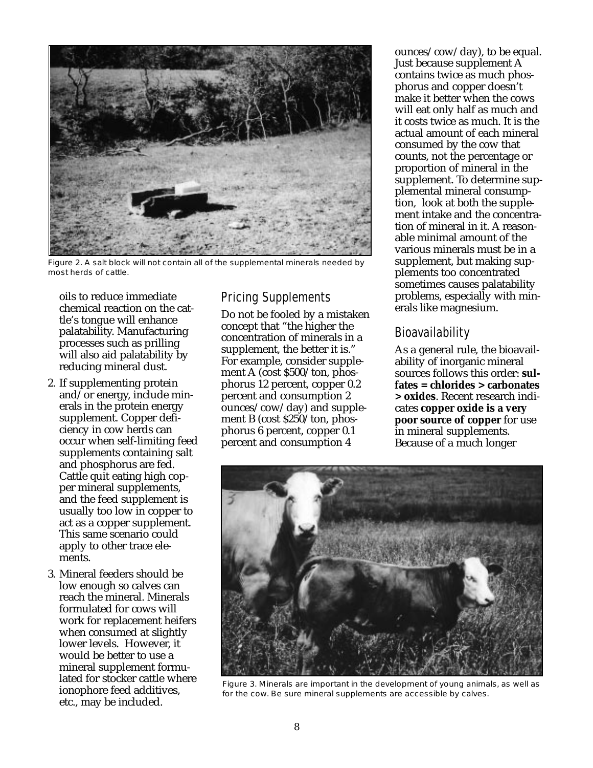Figure 2. A salt block will not contain all of the supplemental minerals needed by most herds of cattle.

oils to reduce immediate chemical reaction on the cattle's tongue will enhance palatability. Manufacturing processes such as prilling will also aid palatability by reducing mineral dust.

2. If supplementing protein and/or energy, include minerals in the protein energy supplement. Copper deficiency in cow herds can occur when self-limiting feed supplements containing salt and phosphorus are fed. Cattle quit eating high copper mineral supplements, and the feed supplement is usually too low in copper to act as a copper supplement. This same scenario could apply to other trace elements.

3. Mineral feeders should be low enough so calves can reach the mineral. Minerals formulated for cows will work for replacement heifers when consumed at slightly lower levels. However, it would be better to use a mineral supplement formulated for stocker cattle where ionophore feed additives, etc., may be included.

## Pricing Supplements

Do not be fooled by a mistaken concept that "the higher the concentration of minerals in a supplement, the better it is." For example, consider supplement A (cost $500/ton, phosphorus 12 percent, copper 0.2 percent and consumption 2 ounces/cow/day) and supplement B (cost $250/ton, phosphorus 6 percent, copper 0.1 percent and consumption 4 ounces/cow/day), to be equal. Just because supplement A contains twice as much phosphorus and copper doesn't make it better when the cows will eat only half as much and it costs twice as much. It is the actual amount of each mineral consumed by the cow that counts, not the percentage or proportion of mineral in the supplement. To determine supplemental mineral consumption, look at both the supplement intake and the concentration of mineral in it. A reasonable minimal amount of the various minerals must be in a supplement, but making supplements too concentrated sometimes causes palatability problems, especially with minerals like magnesium.

## Bioavailability

As a general rule, the bioavailability of inorganic mineral sources follows this order: **sulfates = chlorides > carbonates > oxides**. Recent research indicates **copper oxide is a very poor source of copper** for use in mineral supplements. Because of a much longer

Figure 3. Minerals are important in the development of young animals, as well as for the cow. Be sure mineral supplements are accessible by calves.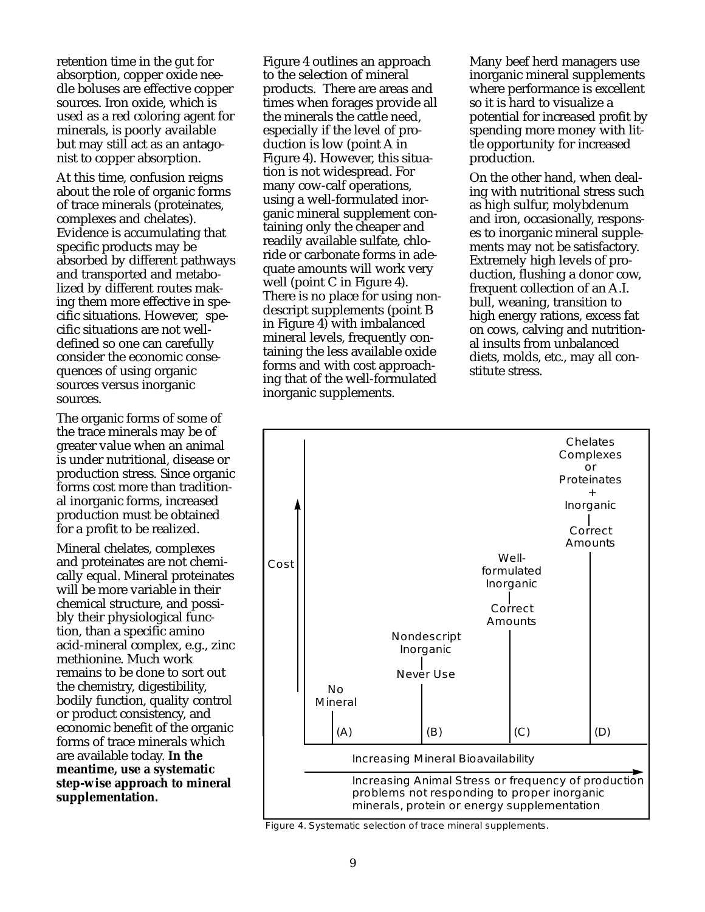retention time in the gut for absorption, copper oxide needle boluses are effective copper sources. Iron oxide, which is used as a red coloring agent for minerals, is poorly available but may still act as an antagonist to copper absorption.

At this time, confusion reigns about the role of organic forms of trace minerals (proteinates, complexes and chelates). Evidence is accumulating that specific products may be absorbed by different pathways and transported and metabolized by different routes making them more effective in specific situations. However, specific situations are not well-defined so one can carefully consider the economic consequences of using organic sources versus inorganic sources.

The organic forms of some of the trace minerals may be of greater value when an animal is under nutritional, disease or production stress. Since organic forms cost more than traditional inorganic forms, increased production must be obtained for a profit to be realized.

Mineral chelates, complexes and proteinates are not chemically equal. Mineral proteinates will be more variable in their chemical structure, and possibly their physiological function, than a specific amino acid-mineral complex, e.g., zinc methionine. Much work remains to be done to sort out the chemistry, digestibility, bodily function, quality control or product consistency, and economic benefit of the organic forms of trace minerals which are available today. **In the meantime, use a systematic step-wise approach to mineral supplementation.**

Figure 4 outlines an approach to the selection of mineral products. There are areas and times when forages provide all the minerals the cattle need, especially if the level of production is low (point A in Figure 4). However, this situation is not widespread. For many cow-calf operations, using a well-formulated inorganic mineral supplement containing only the cheaper and readily available sulfate, chloride or carbonate forms in adequate amounts will work very well (point C in Figure 4). There is no place for using nondescript supplements (point B in Figure 4) with imbalanced mineral levels, frequently containing the less available oxide forms and with cost approaching that of the well-formulated inorganic supplements.

Many beef herd managers use inorganic mineral supplements where performance is excellent so it is hard to visualize a potential for increased profit by spending more money with little opportunity for increased production.

On the other hand, when dealing with nutritional stress such as high sulfur, molybdenum and iron, occasionally, responses to inorganic mineral supplements may not be satisfactory. Extremely high levels of production, flushing a donor cow, frequent collection of an A.I. bull, weaning, transition to high energy rations, excess fat on cows, calving and nutritional insults from unbalanced diets, molds, etc., may all constitute stress.

Cost

(A) No Mineral

(B) Nondescript Inorganic — Never Use

(C) Well-formulated Inorganic — Correct Amounts

(D) Chelates Complexes or Proteinates + Inorganic — Correct Amounts

Increasing Mineral Bioavailability

Increasing Animal Stress or frequency of production problems not responding to proper inorganic minerals, protein or energy supplementation

Figure 4. Systematic selection of trace mineral supplements.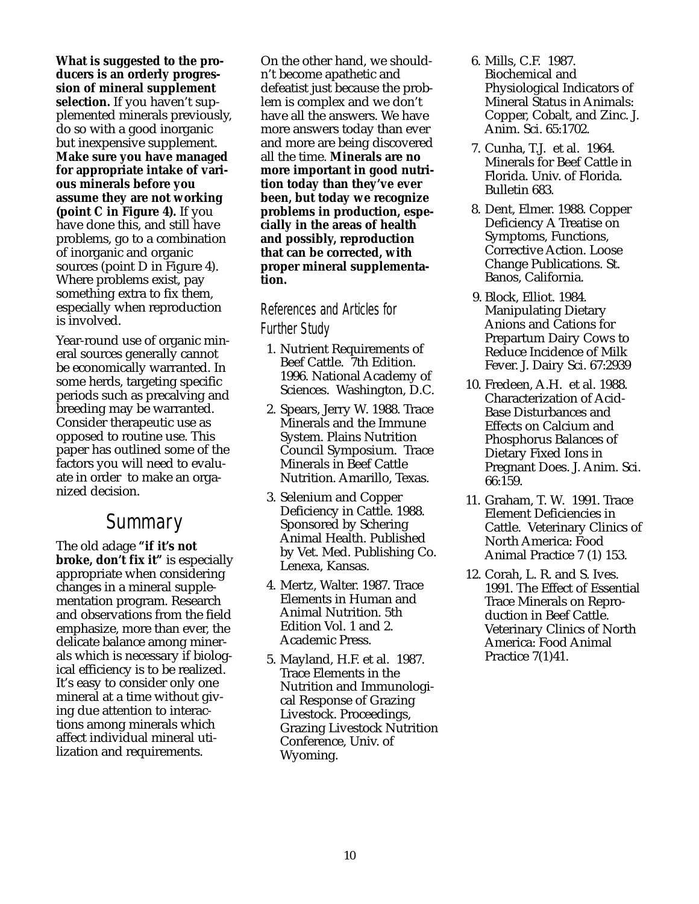**What is suggested to the producers is an orderly progression of mineral supplement selection.** If you haven't supplemented minerals previously, do so with a good inorganic but inexpensive supplement. **Make sure you have managed for appropriate intake of various minerals before you assume they are not working (point C in Figure 4).** If you have done this, and still have problems, go to a combination of inorganic and organic sources (point D in Figure 4). Where problems exist, pay something extra to fix them, especially when reproduction is involved.

Year-round use of organic mineral sources generally cannot be economically warranted. In some herds, targeting specific periods such as precalving and breeding may be warranted. Consider therapeutic use as opposed to routine use. This paper has outlined some of the factors you will need to evaluate in order to make an organized decision.

## Summary

The old adage **"if it's not broke, don't fix it"** is especially appropriate when considering changes in a mineral supplementation program. Research and observations from the field emphasize, more than ever, the delicate balance among minerals which is necessary if biological efficiency is to be realized. It's easy to consider only one mineral at a time without giving due attention to interactions among minerals which affect individual mineral utilization and requirements.

On the other hand, we shouldn't become apathetic and defeatist just because the problem is complex and we don't have all the answers. We have more answers today than ever and more are being discovered all the time. **Minerals are no more important in good nutrition today than they've ever been, but today we recognize problems in production, especially in the areas of health and possibly, reproduction that can be corrected, with proper mineral supplementation.**

### References and Articles for Further Study

1. Nutrient Requirements of Beef Cattle. 7th Edition. 1996. National Academy of Sciences. Washington, D.C.
2. Spears, Jerry W. 1988. Trace Minerals and the Immune System. Plains Nutrition Council Symposium. Trace Minerals in Beef Cattle Nutrition. Amarillo, Texas.
3. Selenium and Copper Deficiency in Cattle. 1988. Sponsored by Schering Animal Health. Published by Vet. Med. Publishing Co. Lenexa, Kansas.
4. Mertz, Walter. 1987. Trace Elements in Human and Animal Nutrition. 5th Edition Vol. 1 and 2. Academic Press.
5. Mayland, H.F. et al. 1987. Trace Elements in the Nutrition and Immunological Response of Grazing Livestock. Proceedings, Grazing Livestock Nutrition Conference, Univ. of Wyoming.
6. Mills, C.F. 1987. Biochemical and Physiological Indicators of Mineral Status in Animals: Copper, Cobalt, and Zinc. J. Anim. Sci. 65:1702.
7. Cunha, T.J. et al. 1964. Minerals for Beef Cattle in Florida. Univ. of Florida. Bulletin 683.
8. Dent, Elmer. 1988. Copper Deficiency A Treatise on Symptoms, Functions, Corrective Action. Loose Change Publications. St. Banos, California.
9. Block, Elliot. 1984. Manipulating Dietary Anions and Cations for Prepartum Dairy Cows to Reduce Incidence of Milk Fever. J. Dairy Sci. 67:2939
10. Fredeen, A.H. et al. 1988. Characterization of Acid-Base Disturbances and Effects on Calcium and Phosphorus Balances of Dietary Fixed Ions in Pregnant Does. J. Anim. Sci. 66:159.
11. Graham, T. W. 1991. Trace Element Deficiencies in Cattle. Veterinary Clinics of North America: Food Animal Practice 7 (1) 153.
12. Corah, L. R. and S. Ives. 1991. The Effect of Essential Trace Minerals on Reproduction in Beef Cattle. Veterinary Clinics of North America: Food Animal Practice 7(1)41.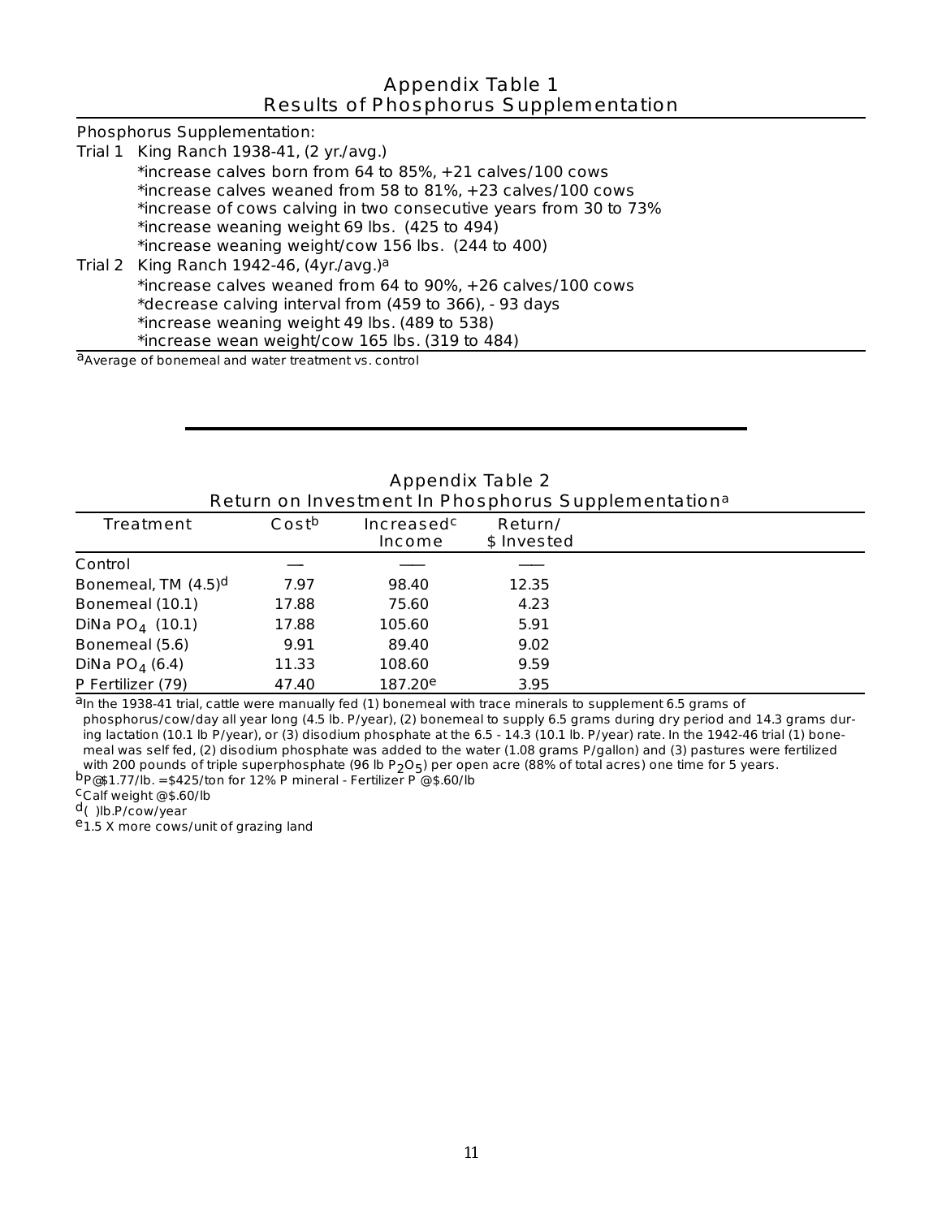## Appendix Table 1
## Results of Phosphorus Supplementation

Phosphorus Supplementation:

Trial 1 King Ranch 1938-41, (2 yr./avg.)

- *increase calves born from 64 to 85%, +21 calves/100 cows
- *increase calves weaned from 58 to 81%, +23 calves/100 cows
- *increase of cows calving in two consecutive years from 30 to 73%
- *increase weaning weight 69 lbs. (425 to 494)
- *increase weaning weight/cow 156 lbs. (244 to 400)

Trial 2 King Ranch 1942-46, (4yr./avg.)[a]

- *increase calves weaned from 64 to 90%, +26 calves/100 cows
- *decrease calving interval from (459 to 366), - 93 days
- *increase weaning weight 49 lbs. (489 to 538)
- *increase wean weight/cow 165 lbs. (319 to 484)

[a]Average of bonemeal and water treatment vs. control

## Appendix Table 2
## Return on Investment In Phosphorus Supplementation[a]

| Treatment | Cost[b] | Increased[c] Income | Return/ $ Invested |
|---|---|---|---|
| Control | — | — | — |
| Bonemeal, TM (4.5)[d] | 7.97 | 98.40 | 12.35 |
| Bonemeal (10.1) | 17.88 | 75.60 | 4.23 |
| DiNa $PO_4$ (10.1) | 17.88 | 105.60 | 5.91 |
| Bonemeal (5.6) | 9.91 | 89.40 | 9.02 |
| DiNa $PO_4$ (6.4) | 11.33 | 108.60 | 9.59 |
| P Fertilizer (79) | 47.40 | 187.20[e] | 3.95 |

[a]In the 1938-41 trial, cattle were manually fed (1) bonemeal with trace minerals to supplement 6.5 grams of phosphorus/cow/day all year long (4.5 lb. P/year), (2) bonemeal to supply 6.5 grams during dry period and 14.3 grams during lactation (10.1 lb P/year), or (3) disodium phosphate at the 6.5 - 14.3 (10.1 lb. P/year) rate. In the 1942-46 trial (1) bonemeal was self fed, (2) disodium phosphate was added to the water (1.08 grams P/gallon) and (3) pastures were fertilized with 200 pounds of triple superphosphate (96 lb $P_2O_5$) per open acre (88% of total acres) one time for 5 years.

[b]P@$1.77/lb. =$425/ton for 12% P mineral - Fertilizer P @$.60/lb

[c]Calf weight @$.60/lb

[d]( )lb.P/cow/year

[e]1.5 X more cows/unit of grazing land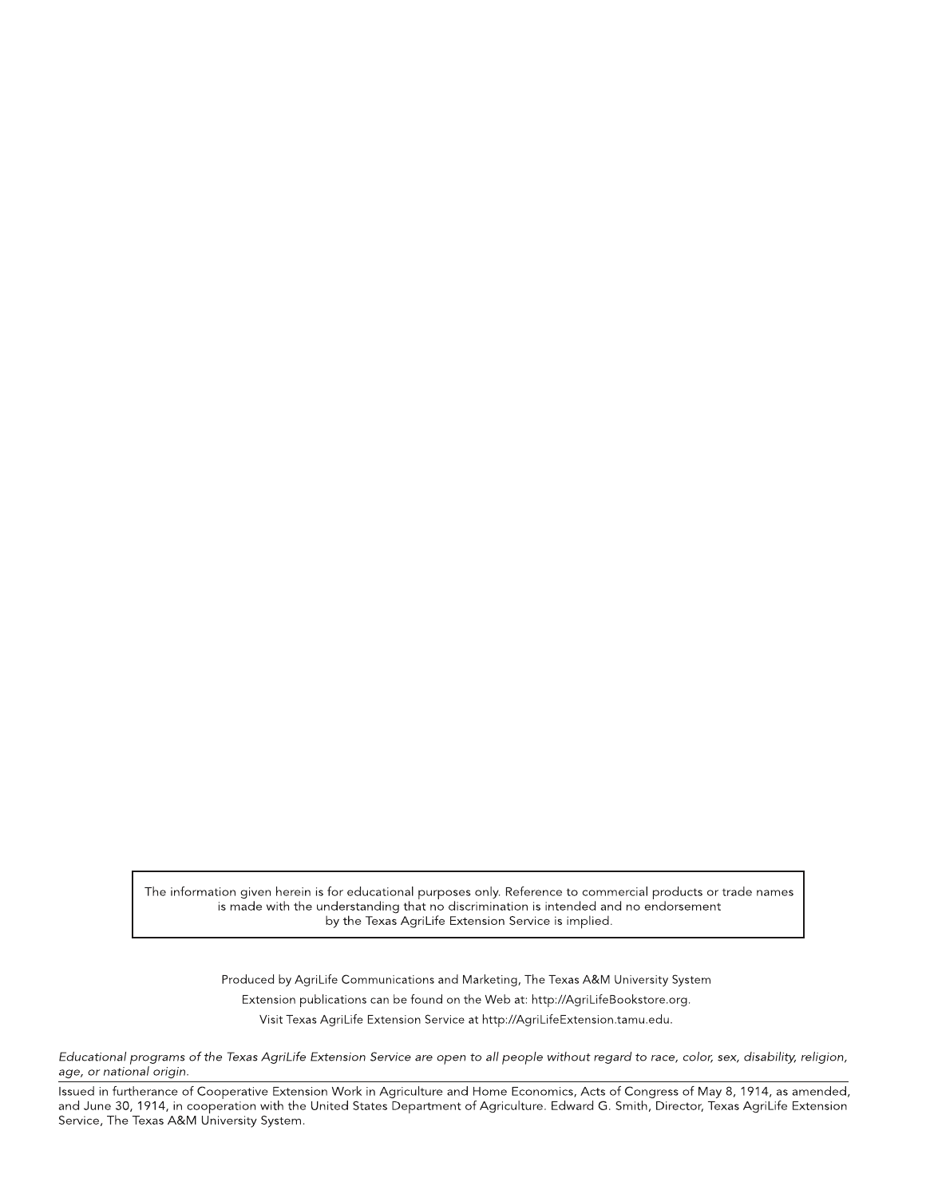The information given herein is for educational purposes only. Reference to commercial products or trade names is made with the understanding that no discrimination is intended and no endorsement by the Texas AgriLife Extension Service is implied.

Produced by AgriLife Communications and Marketing, The Texas A&M University System

Extension publications can be found on the Web at: http://AgriLifeBookstore.org.

Visit Texas AgriLife Extension Service at http://AgriLifeExtension.tamu.edu.

*Educational programs of the Texas AgriLife Extension Service are open to all people without regard to race, color, sex, disability, religion, age, or national origin.*

Issued in furtherance of Cooperative Extension Work in Agriculture and Home Economics, Acts of Congress of May 8, 1914, as amended, and June 30, 1914, in cooperation with the United States Department of Agriculture. Edward G. Smith, Director, Texas AgriLife Extension Service, The Texas A&M University System.